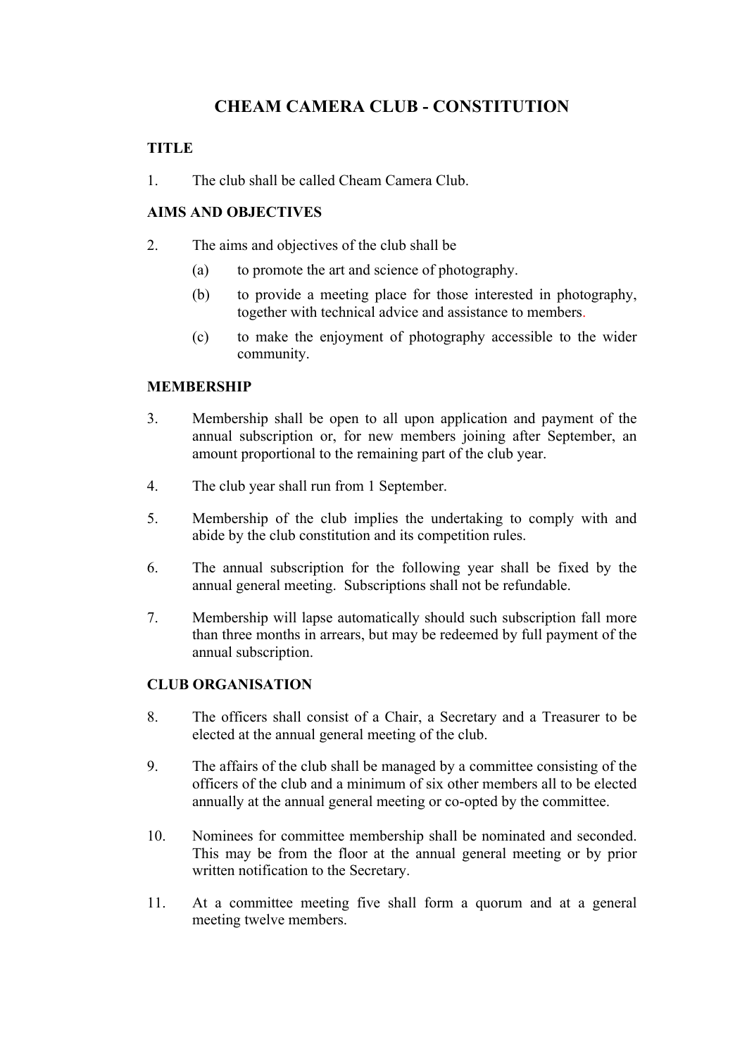# CHEAM CAMERA CLUB - CONSTITUTION

## TITLE

1. The club shall be called Cheam Camera Club.

## AIMS AND OBJECTIVES

2. The aims and objectives of the club shall be
   - (a) to promote the art and science of photography.
   - (b) to provide a meeting place for those interested in photography, together with technical advice and assistance to members.
   - (c) to make the enjoyment of photography accessible to the wider community.

## MEMBERSHIP

3. Membership shall be open to all upon application and payment of the annual subscription or, for new members joining after September, an amount proportional to the remaining part of the club year.

4. The club year shall run from 1 September.

5. Membership of the club implies the undertaking to comply with and abide by the club constitution and its competition rules.

6. The annual subscription for the following year shall be fixed by the annual general meeting. Subscriptions shall not be refundable.

7. Membership will lapse automatically should such subscription fall more than three months in arrears, but may be redeemed by full payment of the annual subscription.

## CLUB ORGANISATION

8. The officers shall consist of a Chair, a Secretary and a Treasurer to be elected at the annual general meeting of the club.

9. The affairs of the club shall be managed by a committee consisting of the officers of the club and a minimum of six other members all to be elected annually at the annual general meeting or co-opted by the committee.

10. Nominees for committee membership shall be nominated and seconded. This may be from the floor at the annual general meeting or by prior written notification to the Secretary.

11. At a committee meeting five shall form a quorum and at a general meeting twelve members.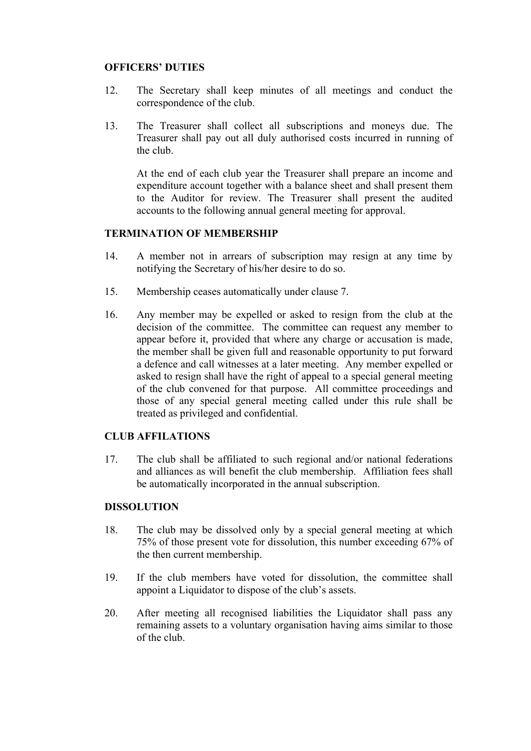**OFFICERS' DUTIES**

12. The Secretary shall keep minutes of all meetings and conduct the correspondence of the club.

13. The Treasurer shall collect all subscriptions and moneys due. The Treasurer shall pay out all duly authorised costs incurred in running of the club.

    At the end of each club year the Treasurer shall prepare an income and expenditure account together with a balance sheet and shall present them to the Auditor for review. The Treasurer shall present the audited accounts to the following annual general meeting for approval.

**TERMINATION OF MEMBERSHIP**

14. A member not in arrears of subscription may resign at any time by notifying the Secretary of his/her desire to do so.

15. Membership ceases automatically under clause 7.

16. Any member may be expelled or asked to resign from the club at the decision of the committee. The committee can request any member to appear before it, provided that where any charge or accusation is made, the member shall be given full and reasonable opportunity to put forward a defence and call witnesses at a later meeting. Any member expelled or asked to resign shall have the right of appeal to a special general meeting of the club convened for that purpose. All committee proceedings and those of any special general meeting called under this rule shall be treated as privileged and confidential.

**CLUB AFFILATIONS**

17. The club shall be affiliated to such regional and/or national federations and alliances as will benefit the club membership. Affiliation fees shall be automatically incorporated in the annual subscription.

**DISSOLUTION**

18. The club may be dissolved only by a special general meeting at which 75% of those present vote for dissolution, this number exceeding 67% of the then current membership.

19. If the club members have voted for dissolution, the committee shall appoint a Liquidator to dispose of the club's assets.

20. After meeting all recognised liabilities the Liquidator shall pass any remaining assets to a voluntary organisation having aims similar to those of the club.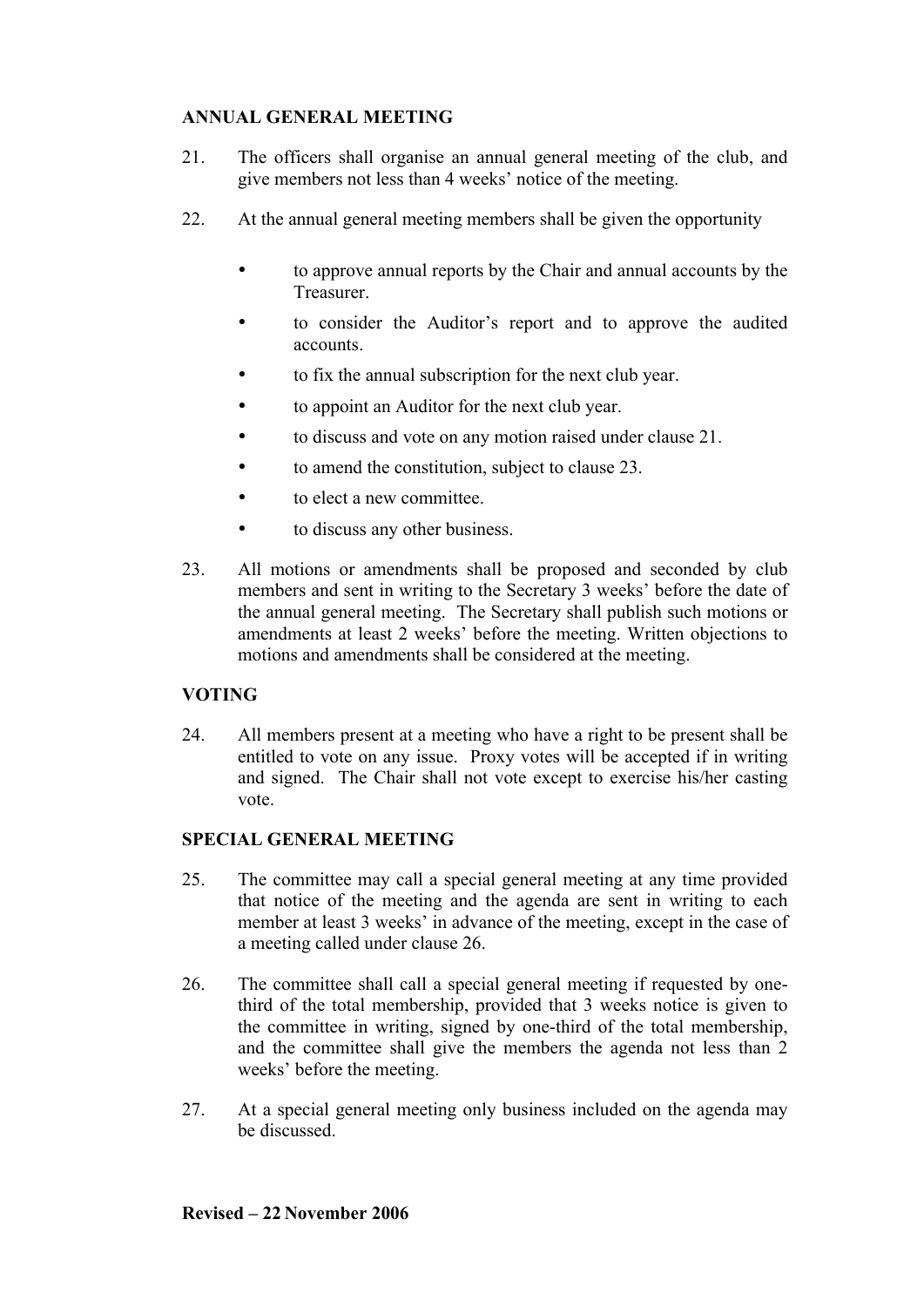## ANNUAL GENERAL MEETING

21. The officers shall organise an annual general meeting of the club, and give members not less than 4 weeks' notice of the meeting.

22. At the annual general meeting members shall be given the opportunity

   - to approve annual reports by the Chair and annual accounts by the Treasurer.
   - to consider the Auditor's report and to approve the audited accounts.
   - to fix the annual subscription for the next club year.
   - to appoint an Auditor for the next club year.
   - to discuss and vote on any motion raised under clause 21.
   - to amend the constitution, subject to clause 23.
   - to elect a new committee.
   - to discuss any other business.

23. All motions or amendments shall be proposed and seconded by club members and sent in writing to the Secretary 3 weeks' before the date of the annual general meeting. The Secretary shall publish such motions or amendments at least 2 weeks' before the meeting. Written objections to motions and amendments shall be considered at the meeting.

## VOTING

24. All members present at a meeting who have a right to be present shall be entitled to vote on any issue. Proxy votes will be accepted if in writing and signed. The Chair shall not vote except to exercise his/her casting vote.

## SPECIAL GENERAL MEETING

25. The committee may call a special general meeting at any time provided that notice of the meeting and the agenda are sent in writing to each member at least 3 weeks' in advance of the meeting, except in the case of a meeting called under clause 26.

26. The committee shall call a special general meeting if requested by one-third of the total membership, provided that 3 weeks notice is given to the committee in writing, signed by one-third of the total membership, and the committee shall give the members the agenda not less than 2 weeks' before the meeting.

27. At a special general meeting only business included on the agenda may be discussed.

**Revised – 22 November 2006**